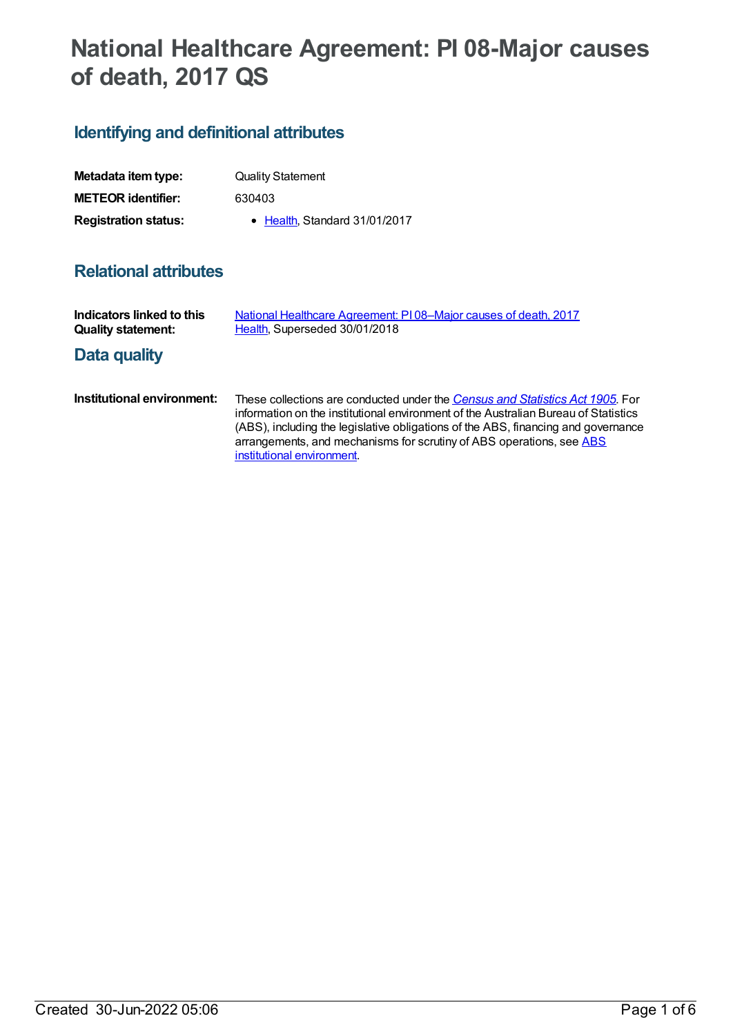# National Healthcare Agreement: PI 08-Major causes of death, 2017 QS

## Identifying and definitional attributes

| | |
|---|---|
| **Metadata item type:** | Quality Statement |
| **METEOR identifier:** | 630403 |
| **Registration status:** | • Health, Standard 31/01/2017 |

## Relational attributes

| | |
|---|---|
| **Indicators linked to this Quality statement:** | National Healthcare Agreement: PI 08–Major causes of death, 2017<br>Health, Superseded 30/01/2018 |

## Data quality

| | |
|---|---|
| **Institutional environment:** | These collections are conducted under the *Census and Statistics Act 1905*. For information on the institutional environment of the Australian Bureau of Statistics (ABS), including the legislative obligations of the ABS, financing and governance arrangements, and mechanisms for scrutiny of ABS operations, see ABS institutional environment. |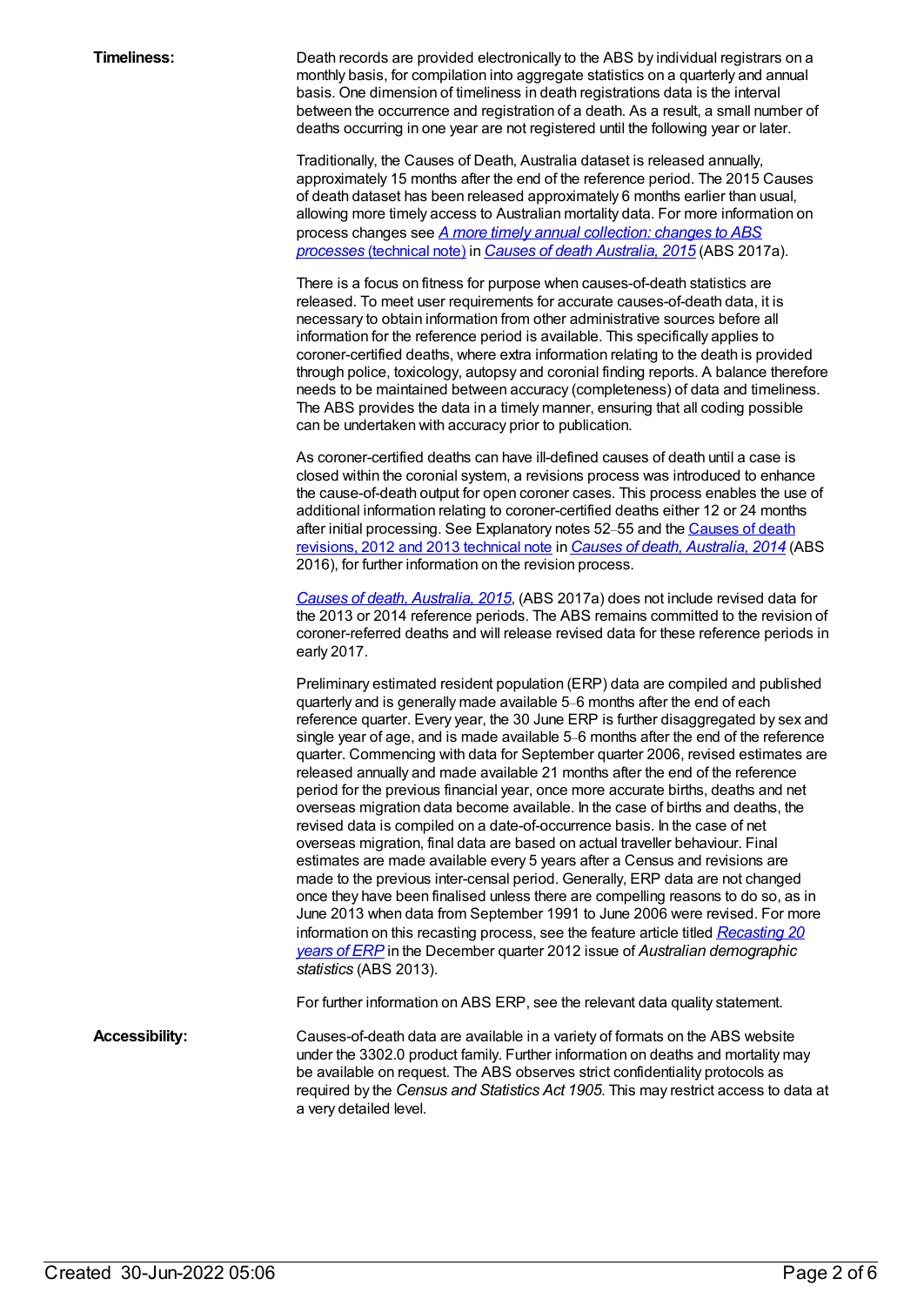**Timeliness:**

Death records are provided electronically to the ABS by individual registrars on a monthly basis, for compilation into aggregate statistics on a quarterly and annual basis. One dimension of timeliness in death registrations data is the interval between the occurrence and registration of a death. As a result, a small number of deaths occurring in one year are not registered until the following year or later.

Traditionally, the Causes of Death, Australia dataset is released annually, approximately 15 months after the end of the reference period. The 2015 Causes of death dataset has been released approximately 6 months earlier than usual, allowing more timely access to Australian mortality data. For more information on process changes see *A more timely annual collection: changes to ABS processes* (technical note) in *Causes of death Australia, 2015* (ABS 2017a).

There is a focus on fitness for purpose when causes-of-death statistics are released. To meet user requirements for accurate causes-of-death data, it is necessary to obtain information from other administrative sources before all information for the reference period is available. This specifically applies to coroner-certified deaths, where extra information relating to the death is provided through police, toxicology, autopsy and coronial finding reports. A balance therefore needs to be maintained between accuracy (completeness) of data and timeliness. The ABS provides the data in a timely manner, ensuring that all coding possible can be undertaken with accuracy prior to publication.

As coroner-certified deaths can have ill-defined causes of death until a case is closed within the coronial system, a revisions process was introduced to enhance the cause-of-death output for open coroner cases. This process enables the use of additional information relating to coroner-certified deaths either 12 or 24 months after initial processing. See Explanatory notes 52–55 and the Causes of death revisions, 2012 and 2013 technical note in *Causes of death, Australia, 2014* (ABS 2016), for further information on the revision process.

*Causes of death, Australia, 2015*, (ABS 2017a) does not include revised data for the 2013 or 2014 reference periods. The ABS remains committed to the revision of coroner-referred deaths and will release revised data for these reference periods in early 2017.

Preliminary estimated resident population (ERP) data are compiled and published quarterly and is generally made available 5–6 months after the end of each reference quarter. Every year, the 30 June ERP is further disaggregated by sex and single year of age, and is made available 5–6 months after the end of the reference quarter. Commencing with data for September quarter 2006, revised estimates are released annually and made available 21 months after the end of the reference period for the previous financial year, once more accurate births, deaths and net overseas migration data become available. In the case of births and deaths, the revised data is compiled on a date-of-occurrence basis. In the case of net overseas migration, final data are based on actual traveller behaviour. Final estimates are made available every 5 years after a Census and revisions are made to the previous inter-censal period. Generally, ERP data are not changed once they have been finalised unless there are compelling reasons to do so, as in June 2013 when data from September 1991 to June 2006 were revised. For more information on this recasting process, see the feature article titled *Recasting 20 years of ERP* in the December quarter 2012 issue of *Australian demographic statistics* (ABS 2013).

For further information on ABS ERP, see the relevant data quality statement.

**Accessibility:**

Causes-of-death data are available in a variety of formats on the ABS website under the 3302.0 product family. Further information on deaths and mortality may be available on request. The ABS observes strict confidentiality protocols as required by the *Census and Statistics Act 1905*. This may restrict access to data at a very detailed level.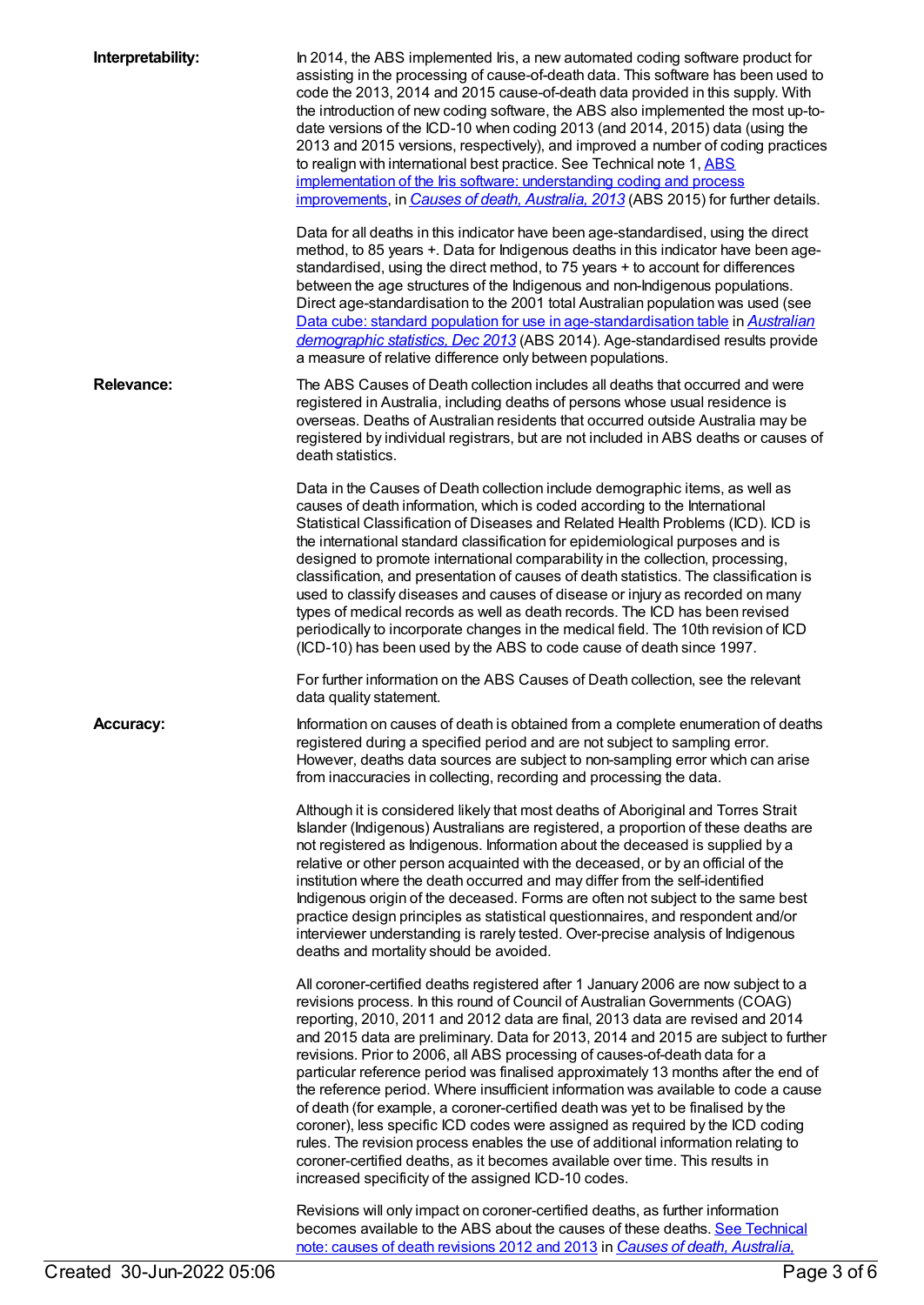**Interpretability:**

In 2014, the ABS implemented Iris, a new automated coding software product for assisting in the processing of cause-of-death data. This software has been used to code the 2013, 2014 and 2015 cause-of-death data provided in this supply. With the introduction of new coding software, the ABS also implemented the most up-to-date versions of the ICD-10 when coding 2013 (and 2014, 2015) data (using the 2013 and 2015 versions, respectively), and improved a number of coding practices to realign with international best practice. See Technical note 1, [ABS implementation of the Iris software: understanding coding and process improvements](), in [*Causes of death, Australia, 2013*]() (ABS 2015) for further details.

Data for all deaths in this indicator have been age-standardised, using the direct method, to 85 years +. Data for Indigenous deaths in this indicator have been age-standardised, using the direct method, to 75 years + to account for differences between the age structures of the Indigenous and non-Indigenous populations. Direct age-standardisation to the 2001 total Australian population was used (see [Data cube: standard population for use in age-standardisation table]() in [*Australian demographic statistics, Dec 2013*]() (ABS 2014). Age-standardised results provide a measure of relative difference only between populations.

**Relevance:**

The ABS Causes of Death collection includes all deaths that occurred and were registered in Australia, including deaths of persons whose usual residence is overseas. Deaths of Australian residents that occurred outside Australia may be registered by individual registrars, but are not included in ABS deaths or causes of death statistics.

Data in the Causes of Death collection include demographic items, as well as causes of death information, which is coded according to the International Statistical Classification of Diseases and Related Health Problems (ICD). ICD is the international standard classification for epidemiological purposes and is designed to promote international comparability in the collection, processing, classification, and presentation of causes of death statistics. The classification is used to classify diseases and causes of disease or injury as recorded on many types of medical records as well as death records. The ICD has been revised periodically to incorporate changes in the medical field. The 10th revision of ICD (ICD-10) has been used by the ABS to code cause of death since 1997.

For further information on the ABS Causes of Death collection, see the relevant data quality statement.

**Accuracy:**

Information on causes of death is obtained from a complete enumeration of deaths registered during a specified period and are not subject to sampling error. However, deaths data sources are subject to non-sampling error which can arise from inaccuracies in collecting, recording and processing the data.

Although it is considered likely that most deaths of Aboriginal and Torres Strait Islander (Indigenous) Australians are registered, a proportion of these deaths are not registered as Indigenous. Information about the deceased is supplied by a relative or other person acquainted with the deceased, or by an official of the institution where the death occurred and may differ from the self-identified Indigenous origin of the deceased. Forms are often not subject to the same best practice design principles as statistical questionnaires, and respondent and/or interviewer understanding is rarely tested. Over-precise analysis of Indigenous deaths and mortality should be avoided.

All coroner-certified deaths registered after 1 January 2006 are now subject to a revisions process. In this round of Council of Australian Governments (COAG) reporting, 2010, 2011 and 2012 data are final, 2013 data are revised and 2014 and 2015 data are preliminary. Data for 2013, 2014 and 2015 are subject to further revisions. Prior to 2006, all ABS processing of causes-of-death data for a particular reference period was finalised approximately 13 months after the end of the reference period. Where insufficient information was available to code a cause of death (for example, a coroner-certified death was yet to be finalised by the coroner), less specific ICD codes were assigned as required by the ICD coding rules. The revision process enables the use of additional information relating to coroner-certified deaths, as it becomes available over time. This results in increased specificity of the assigned ICD-10 codes.

Revisions will only impact on coroner-certified deaths, as further information becomes available to the ABS about the causes of these deaths. [See Technical note: causes of death revisions 2012 and 2013]() in [*Causes of death, Australia,*]()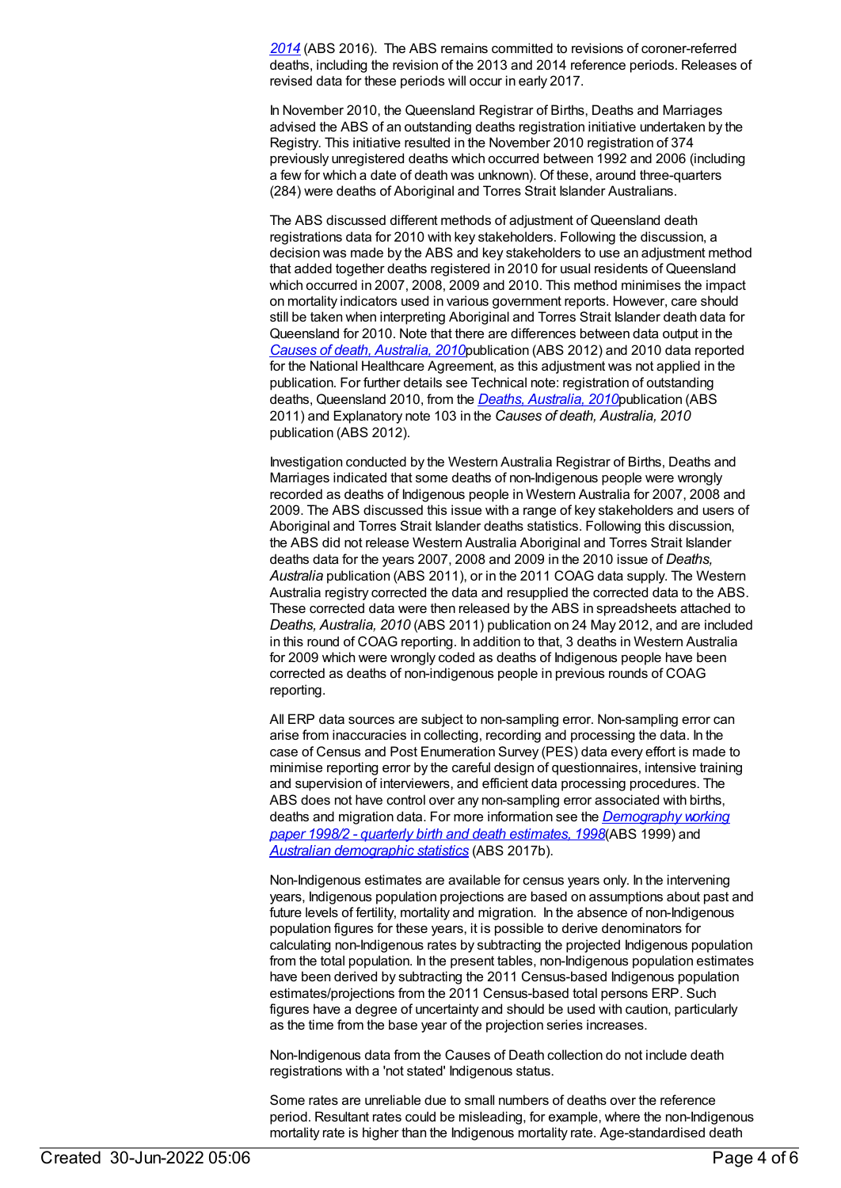*2014* (ABS 2016). The ABS remains committed to revisions of coroner-referred deaths, including the revision of the 2013 and 2014 reference periods. Releases of revised data for these periods will occur in early 2017.

In November 2010, the Queensland Registrar of Births, Deaths and Marriages advised the ABS of an outstanding deaths registration initiative undertaken by the Registry. This initiative resulted in the November 2010 registration of 374 previously unregistered deaths which occurred between 1992 and 2006 (including a few for which a date of death was unknown). Of these, around three-quarters (284) were deaths of Aboriginal and Torres Strait Islander Australians.

The ABS discussed different methods of adjustment of Queensland death registrations data for 2010 with key stakeholders. Following the discussion, a decision was made by the ABS and key stakeholders to use an adjustment method that added together deaths registered in 2010 for usual residents of Queensland which occurred in 2007, 2008, 2009 and 2010. This method minimises the impact on mortality indicators used in various government reports. However, care should still be taken when interpreting Aboriginal and Torres Strait Islander death data for Queensland for 2010. Note that there are differences between data output in the *Causes of death, Australia, 2010* publication (ABS 2012) and 2010 data reported for the National Healthcare Agreement, as this adjustment was not applied in the publication. For further details see Technical note: registration of outstanding deaths, Queensland 2010, from the *Deaths, Australia, 2010* publication (ABS 2011) and Explanatory note 103 in the *Causes of death, Australia, 2010* publication (ABS 2012).

Investigation conducted by the Western Australia Registrar of Births, Deaths and Marriages indicated that some deaths of non-Indigenous people were wrongly recorded as deaths of Indigenous people in Western Australia for 2007, 2008 and 2009. The ABS discussed this issue with a range of key stakeholders and users of Aboriginal and Torres Strait Islander deaths statistics. Following this discussion, the ABS did not release Western Australia Aboriginal and Torres Strait Islander deaths data for the years 2007, 2008 and 2009 in the 2010 issue of *Deaths, Australia* publication (ABS 2011), or in the 2011 COAG data supply. The Western Australia registry corrected the data and resupplied the corrected data to the ABS. These corrected data were then released by the ABS in spreadsheets attached to *Deaths, Australia, 2010* (ABS 2011) publication on 24 May 2012, and are included in this round of COAG reporting. In addition to that, 3 deaths in Western Australia for 2009 which were wrongly coded as deaths of Indigenous people have been corrected as deaths of non-indigenous people in previous rounds of COAG reporting.

All ERP data sources are subject to non-sampling error. Non-sampling error can arise from inaccuracies in collecting, recording and processing the data. In the case of Census and Post Enumeration Survey (PES) data every effort is made to minimise reporting error by the careful design of questionnaires, intensive training and supervision of interviewers, and efficient data processing procedures. The ABS does not have control over any non-sampling error associated with births, deaths and migration data. For more information see the *Demography working paper 1998/2 - quarterly birth and death estimates, 1998* (ABS 1999) and *Australian demographic statistics* (ABS 2017b).

Non-Indigenous estimates are available for census years only. In the intervening years, Indigenous population projections are based on assumptions about past and future levels of fertility, mortality and migration. In the absence of non-Indigenous population figures for these years, it is possible to derive denominators for calculating non-Indigenous rates by subtracting the projected Indigenous population from the total population. In the present tables, non-Indigenous population estimates have been derived by subtracting the 2011 Census-based Indigenous population estimates/projections from the 2011 Census-based total persons ERP. Such figures have a degree of uncertainty and should be used with caution, particularly as the time from the base year of the projection series increases.

Non-Indigenous data from the Causes of Death collection do not include death registrations with a 'not stated' Indigenous status.

Some rates are unreliable due to small numbers of deaths over the reference period. Resultant rates could be misleading, for example, where the non-Indigenous mortality rate is higher than the Indigenous mortality rate. Age-standardised death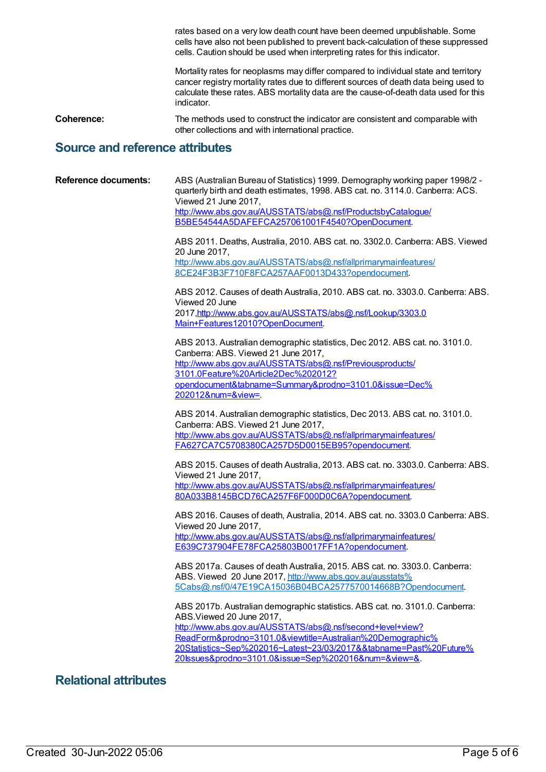rates based on a very low death count have been deemed unpublishable. Some cells have also not been published to prevent back-calculation of these suppressed cells. Caution should be used when interpreting rates for this indicator.

Mortality rates for neoplasms may differ compared to individual state and territory cancer registry mortality rates due to different sources of death data being used to calculate these rates. ABS mortality data are the cause-of-death data used for this indicator.

**Coherence:** The methods used to construct the indicator are consistent and comparable with other collections and with international practice.

## Source and reference attributes

**Reference documents:**

ABS (Australian Bureau of Statistics) 1999. Demography working paper 1998/2 - quarterly birth and death estimates, 1998. ABS cat. no. 3114.0. Canberra: ACS. Viewed 21 June 2017, http://www.abs.gov.au/AUSSTATS/abs@.nsf/ProductsbyCatalogue/B5BE54544A5DAFEFCA257061001F4540?OpenDocument.

ABS 2011. Deaths, Australia, 2010. ABS cat. no. 3302.0. Canberra: ABS. Viewed 20 June 2017, http://www.abs.gov.au/AUSSTATS/abs@.nsf/allprimarymainfeatures/8CE24F3B3F710F8FCA257AAF0013D433?opendocument.

ABS 2012. Causes of death Australia, 2010. ABS cat. no. 3303.0. Canberra: ABS. Viewed 20 June 2017,http://www.abs.gov.au/AUSSTATS/abs@.nsf/Lookup/3303.0Main+Features12010?OpenDocument.

ABS 2013. Australian demographic statistics, Dec 2012. ABS cat. no. 3101.0. Canberra: ABS. Viewed 21 June 2017, http://www.abs.gov.au/AUSSTATS/abs@.nsf/Previousproducts/3101.0Feature%20Article2Dec%202012?opendocument&tabname=Summary&prodno=3101.0&issue=Dec%202012&num=&view=.

ABS 2014. Australian demographic statistics, Dec 2013. ABS cat. no. 3101.0. Canberra: ABS. Viewed 21 June 2017, http://www.abs.gov.au/AUSSTATS/abs@.nsf/allprimarymainfeatures/FA627CA7C5708380CA257D5D0015EB95?opendocument.

ABS 2015. Causes of death Australia, 2013. ABS cat. no. 3303.0. Canberra: ABS. Viewed 21 June 2017, http://www.abs.gov.au/AUSSTATS/abs@.nsf/allprimarymainfeatures/80A033B8145BCD76CA257F6F000D0C6A?opendocument.

ABS 2016. Causes of death, Australia, 2014. ABS cat. no. 3303.0 Canberra: ABS. Viewed 20 June 2017, http://www.abs.gov.au/AUSSTATS/abs@.nsf/allprimarymainfeatures/E639C737904FE78FCA25803B0017FF1A?opendocument.

ABS 2017a. Causes of death Australia, 2015. ABS cat. no. 3303.0. Canberra: ABS. Viewed 20 June 2017, http://www.abs.gov.au/ausstats%5Cabs@.nsf/0/47E19CA15036B04BCA2577570014668B?Opendocument.

ABS 2017b. Australian demographic statistics. ABS cat. no. 3101.0. Canberra: ABS.Viewed 20 June 2017, http://www.abs.gov.au/AUSSTATS/abs@.nsf/second+level+view?ReadForm&prodno=3101.0&viewtitle=Australian%20Demographic%20Statistics~Sep%202016~Latest~23/03/2017&&tabname=Past%20Future%20Issues&prodno=3101.0&issue=Sep%202016&num=&view=&.

## Relational attributes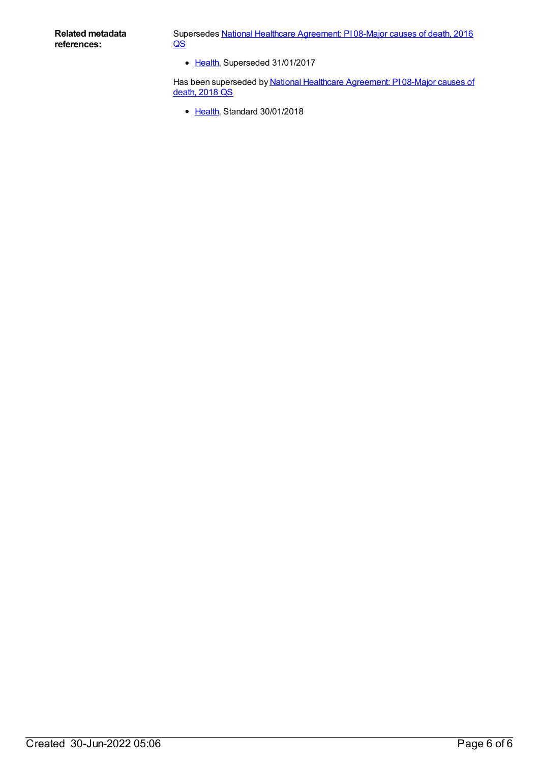**Related metadata references:**

Supersedes National Healthcare Agreement: PI 08-Major causes of death, 2016 QS

- Health, Superseded 31/01/2017

Has been superseded by National Healthcare Agreement: PI 08-Major causes of death, 2018 QS

- Health, Standard 30/01/2018